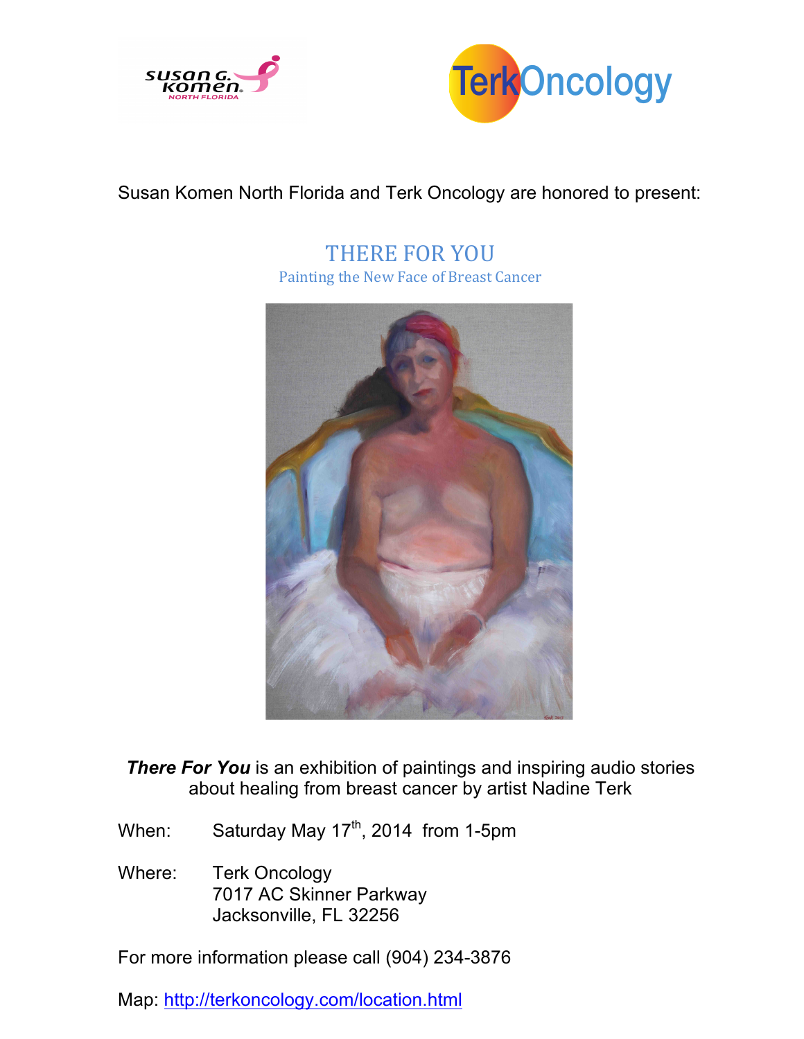Susan Komen North Florida and Terk Oncology are honored to present:

# THERE FOR YOU

## Painting the New Face of Breast Cancer

***There For You*** is an exhibition of paintings and inspiring audio stories about healing from breast cancer by artist Nadine Terk

When: Saturday May 17th, 2014 from 1-5pm

Where: Terk Oncology
7017 AC Skinner Parkway
Jacksonville, FL 32256

For more information please call (904) 234-3876

Map: http://terkoncology.com/location.html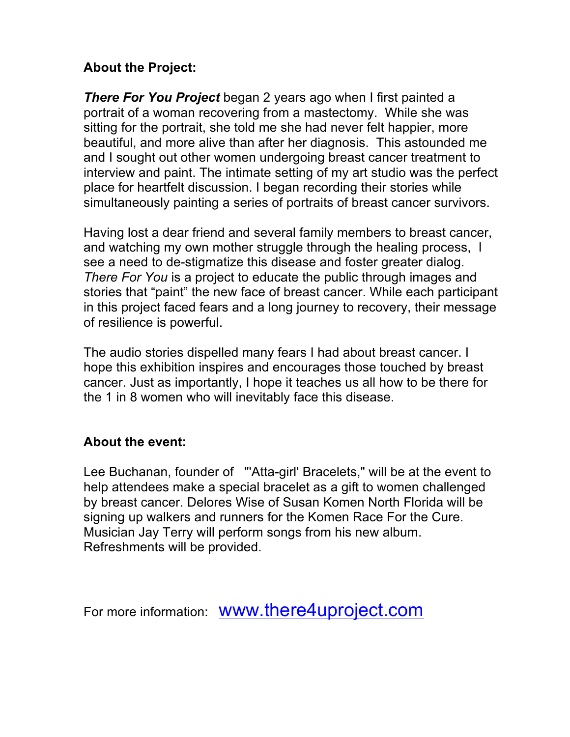**About the Project:**

***There For You Project*** began 2 years ago when I first painted a portrait of a woman recovering from a mastectomy. While she was sitting for the portrait, she told me she had never felt happier, more beautiful, and more alive than after her diagnosis. This astounded me and I sought out other women undergoing breast cancer treatment to interview and paint. The intimate setting of my art studio was the perfect place for heartfelt discussion. I began recording their stories while simultaneously painting a series of portraits of breast cancer survivors.

Having lost a dear friend and several family members to breast cancer, and watching my own mother struggle through the healing process, I see a need to de-stigmatize this disease and foster greater dialog. *There For You* is a project to educate the public through images and stories that "paint" the new face of breast cancer. While each participant in this project faced fears and a long journey to recovery, their message of resilience is powerful.

The audio stories dispelled many fears I had about breast cancer. I hope this exhibition inspires and encourages those touched by breast cancer. Just as importantly, I hope it teaches us all how to be there for the 1 in 8 women who will inevitably face this disease.

**About the event:**

Lee Buchanan, founder of "'Atta-girl' Bracelets," will be at the event to help attendees make a special bracelet as a gift to women challenged by breast cancer. Delores Wise of Susan Komen North Florida will be signing up walkers and runners for the Komen Race For the Cure. Musician Jay Terry will perform songs from his new album. Refreshments will be provided.

For more information: www.there4uproject.com